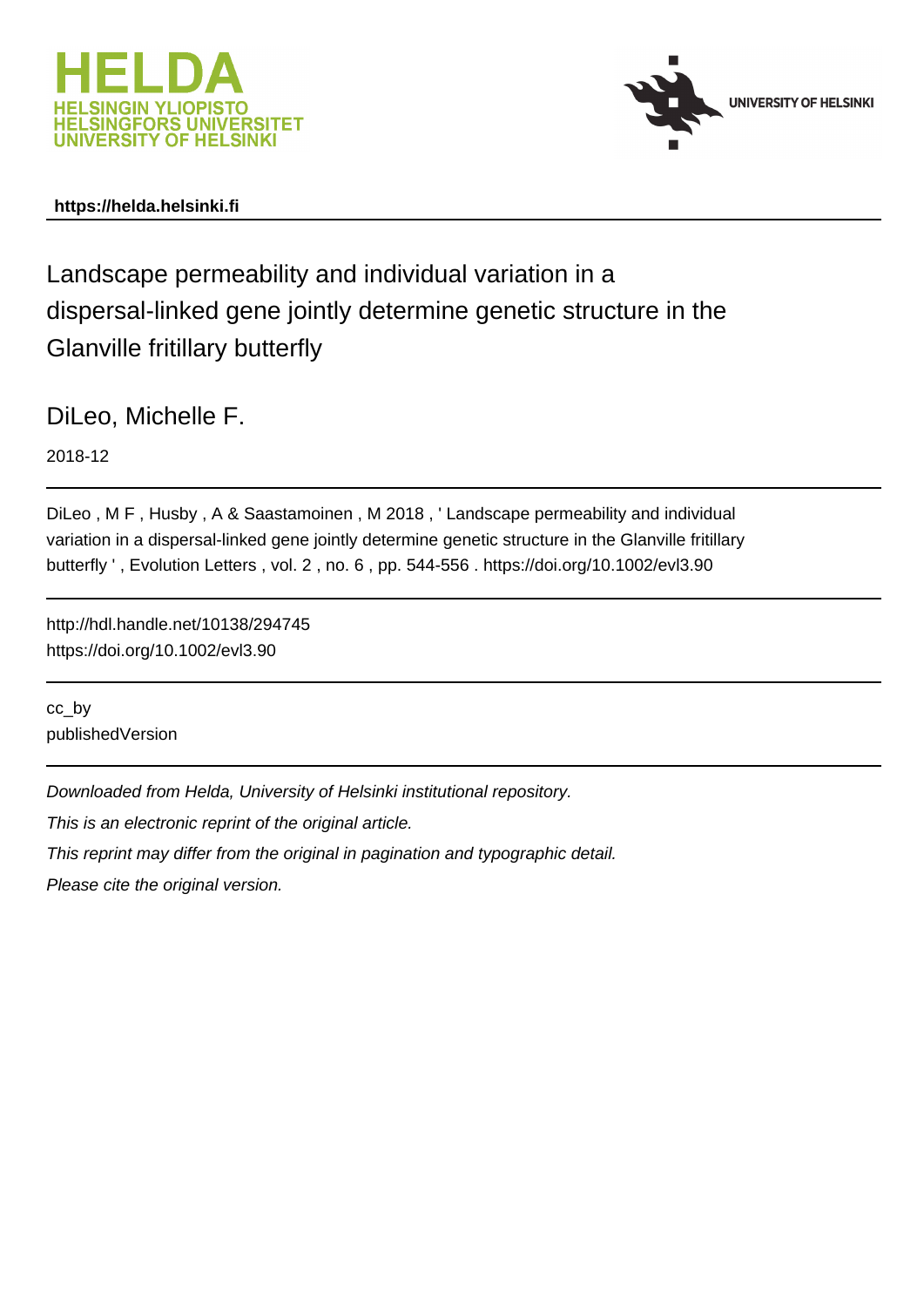HELDA
HELSINGIN YLIOPISTO
HELSINGFORS UNIVERSITET
UNIVERSITY OF HELSINKI

UNIVERSITY OF HELSINKI

**https://helda.helsinki.fi**

# Landscape permeability and individual variation in a dispersal-linked gene jointly determine genetic structure in the Glanville fritillary butterfly

DiLeo, Michelle F.

2018-12

DiLeo , M F , Husby , A & Saastamoinen , M 2018 , ' Landscape permeability and individual variation in a dispersal-linked gene jointly determine genetic structure in the Glanville fritillary butterfly ' , Evolution Letters , vol. 2 , no. 6 , pp. 544-556 . https://doi.org/10.1002/evl3.90

http://hdl.handle.net/10138/294745
https://doi.org/10.1002/evl3.90

cc_by
publishedVersion

*Downloaded from Helda, University of Helsinki institutional repository.*

*This is an electronic reprint of the original article.*

*This reprint may differ from the original in pagination and typographic detail.*

*Please cite the original version.*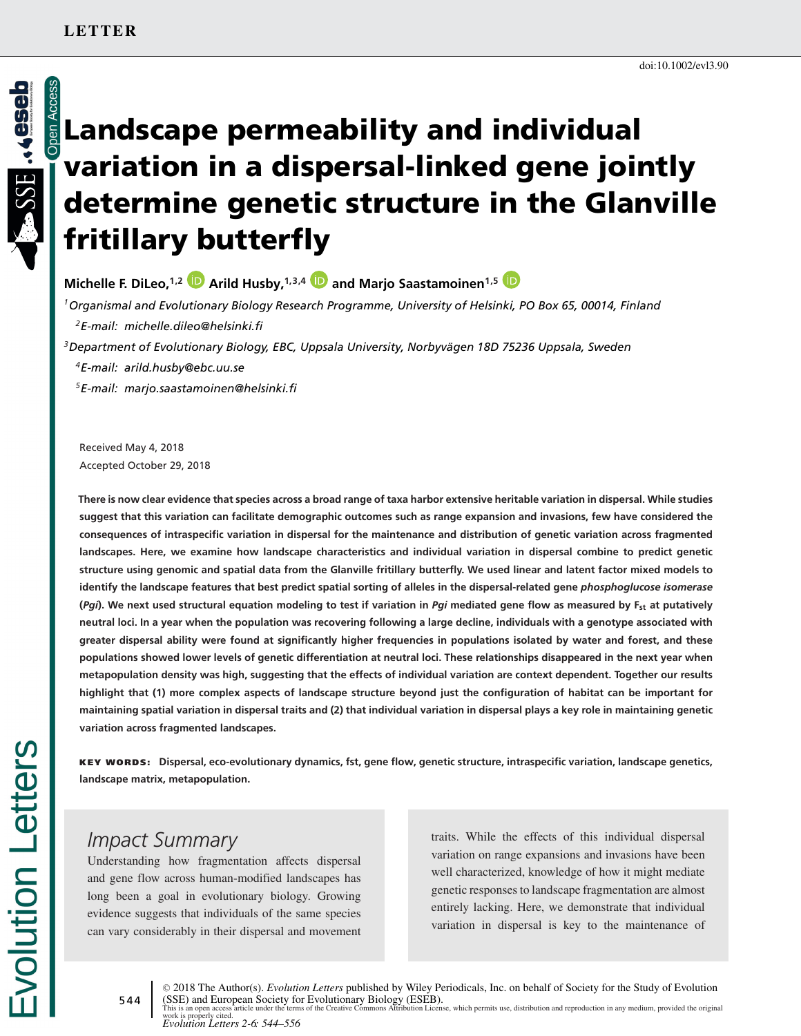LETTER

doi:10.1002/evl3.90

# Landscape permeability and individual variation in a dispersal-linked gene jointly determine genetic structure in the Glanville fritillary butterfly

**Michelle F. DiLeo,**[1,2] **Arild Husby,**[1,3,4] **and Marjo Saastamoinen**[1,5]

[1]*Organismal and Evolutionary Biology Research Programme, University of Helsinki, PO Box 65, 00014, Finland*

[2]*E-mail: michelle.dileo@helsinki.fi*

[3]*Department of Evolutionary Biology, EBC, Uppsala University, Norbyvägen 18D 75236 Uppsala, Sweden*

[4]*E-mail: arild.husby@ebc.uu.se*

[5]*E-mail: marjo.saastamoinen@helsinki.fi*

Received May 4, 2018
Accepted October 29, 2018

**There is now clear evidence that species across a broad range of taxa harbor extensive heritable variation in dispersal. While studies suggest that this variation can facilitate demographic outcomes such as range expansion and invasions, few have considered the consequences of intraspecific variation in dispersal for the maintenance and distribution of genetic variation across fragmented landscapes. Here, we examine how landscape characteristics and individual variation in dispersal combine to predict genetic structure using genomic and spatial data from the Glanville fritillary butterfly. We used linear and latent factor mixed models to identify the landscape features that best predict spatial sorting of alleles in the dispersal-related gene *phosphoglucose isomerase* (*Pgi*). We next used structural equation modeling to test if variation in *Pgi* mediated gene flow as measured by $F_{st}$ at putatively neutral loci. In a year when the population was recovering following a large decline, individuals with a genotype associated with greater dispersal ability were found at significantly higher frequencies in populations isolated by water and forest, and these populations showed lower levels of genetic differentiation at neutral loci. These relationships disappeared in the next year when metapopulation density was high, suggesting that the effects of individual variation are context dependent. Together our results highlight that (1) more complex aspects of landscape structure beyond just the configuration of habitat can be important for maintaining spatial variation in dispersal traits and (2) that individual variation in dispersal plays a key role in maintaining genetic variation across fragmented landscapes.**

**KEY WORDS:** Dispersal, eco-evolutionary dynamics, fst, gene flow, genetic structure, intraspecific variation, landscape genetics, landscape matrix, metapopulation.

## *Impact Summary*

Understanding how fragmentation affects dispersal and gene flow across human-modified landscapes has long been a goal in evolutionary biology. Growing evidence suggests that individuals of the same species can vary considerably in their dispersal and movement traits. While the effects of this individual dispersal variation on range expansions and invasions have been well characterized, knowledge of how it might mediate genetic responses to landscape fragmentation are almost entirely lacking. Here, we demonstrate that individual variation in dispersal is key to the maintenance of

© 2018 The Author(s). *Evolution Letters* published by Wiley Periodicals, Inc. on behalf of Society for the Study of Evolution (SSE) and European Society for Evolutionary Biology (ESEB).
This is an open access article under the terms of the Creative Commons Attribution License, which permits use, distribution and reproduction in any medium, provided the original work is properly cited.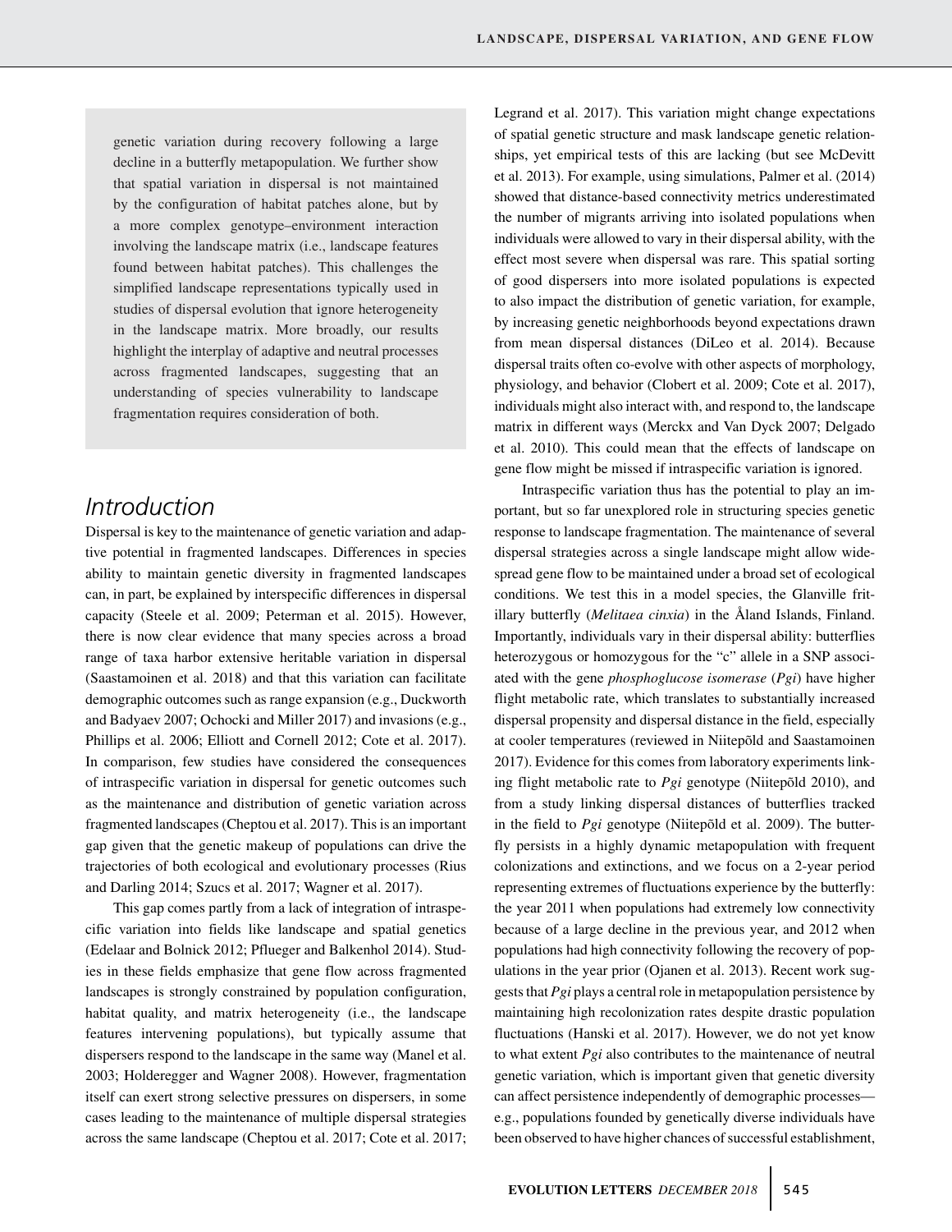genetic variation during recovery following a large decline in a butterfly metapopulation. We further show that spatial variation in dispersal is not maintained by the configuration of habitat patches alone, but by a more complex genotype–environment interaction involving the landscape matrix (i.e., landscape features found between habitat patches). This challenges the simplified landscape representations typically used in studies of dispersal evolution that ignore heterogeneity in the landscape matrix. More broadly, our results highlight the interplay of adaptive and neutral processes across fragmented landscapes, suggesting that an understanding of species vulnerability to landscape fragmentation requires consideration of both.

## Introduction

Dispersal is key to the maintenance of genetic variation and adaptive potential in fragmented landscapes. Differences in species ability to maintain genetic diversity in fragmented landscapes can, in part, be explained by interspecific differences in dispersal capacity (Steele et al. 2009; Peterman et al. 2015). However, there is now clear evidence that many species across a broad range of taxa harbor extensive heritable variation in dispersal (Saastamoinen et al. 2018) and that this variation can facilitate demographic outcomes such as range expansion (e.g., Duckworth and Badyaev 2007; Ochocki and Miller 2017) and invasions (e.g., Phillips et al. 2006; Elliott and Cornell 2012; Cote et al. 2017). In comparison, few studies have considered the consequences of intraspecific variation in dispersal for genetic outcomes such as the maintenance and distribution of genetic variation across fragmented landscapes (Cheptou et al. 2017). This is an important gap given that the genetic makeup of populations can drive the trajectories of both ecological and evolutionary processes (Rius and Darling 2014; Szucs et al. 2017; Wagner et al. 2017).

This gap comes partly from a lack of integration of intraspecific variation into fields like landscape and spatial genetics (Edelaar and Bolnick 2012; Pflueger and Balkenhol 2014). Studies in these fields emphasize that gene flow across fragmented landscapes is strongly constrained by population configuration, habitat quality, and matrix heterogeneity (i.e., the landscape features intervening populations), but typically assume that dispersers respond to the landscape in the same way (Manel et al. 2003; Holderegger and Wagner 2008). However, fragmentation itself can exert strong selective pressures on dispersers, in some cases leading to the maintenance of multiple dispersal strategies across the same landscape (Cheptou et al. 2017; Cote et al. 2017; Legrand et al. 2017). This variation might change expectations of spatial genetic structure and mask landscape genetic relationships, yet empirical tests of this are lacking (but see McDevitt et al. 2013). For example, using simulations, Palmer et al. (2014) showed that distance-based connectivity metrics underestimated the number of migrants arriving into isolated populations when individuals were allowed to vary in their dispersal ability, with the effect most severe when dispersal was rare. This spatial sorting of good dispersers into more isolated populations is expected to also impact the distribution of genetic variation, for example, by increasing genetic neighborhoods beyond expectations drawn from mean dispersal distances (DiLeo et al. 2014). Because dispersal traits often co-evolve with other aspects of morphology, physiology, and behavior (Clobert et al. 2009; Cote et al. 2017), individuals might also interact with, and respond to, the landscape matrix in different ways (Merckx and Van Dyck 2007; Delgado et al. 2010). This could mean that the effects of landscape on gene flow might be missed if intraspecific variation is ignored.

Intraspecific variation thus has the potential to play an important, but so far unexplored role in structuring species genetic response to landscape fragmentation. The maintenance of several dispersal strategies across a single landscape might allow widespread gene flow to be maintained under a broad set of ecological conditions. We test this in a model species, the Glanville fritillary butterfly (*Melitaea cinxia*) in the Åland Islands, Finland. Importantly, individuals vary in their dispersal ability: butterflies heterozygous or homozygous for the "c" allele in a SNP associated with the gene *phosphoglucose isomerase* (*Pgi*) have higher flight metabolic rate, which translates to substantially increased dispersal propensity and dispersal distance in the field, especially at cooler temperatures (reviewed in Niitepõld and Saastamoinen 2017). Evidence for this comes from laboratory experiments linking flight metabolic rate to *Pgi* genotype (Niitepõld 2010), and from a study linking dispersal distances of butterflies tracked in the field to *Pgi* genotype (Niitepõld et al. 2009). The butterfly persists in a highly dynamic metapopulation with frequent colonizations and extinctions, and we focus on a 2-year period representing extremes of fluctuations experience by the butterfly: the year 2011 when populations had extremely low connectivity because of a large decline in the previous year, and 2012 when populations had high connectivity following the recovery of populations in the year prior (Ojanen et al. 2013). Recent work suggests that *Pgi* plays a central role in metapopulation persistence by maintaining high recolonization rates despite drastic population fluctuations (Hanski et al. 2017). However, we do not yet know to what extent *Pgi* also contributes to the maintenance of neutral genetic variation, which is important given that genetic diversity can affect persistence independently of demographic processes—e.g., populations founded by genetically diverse individuals have been observed to have higher chances of successful establishment,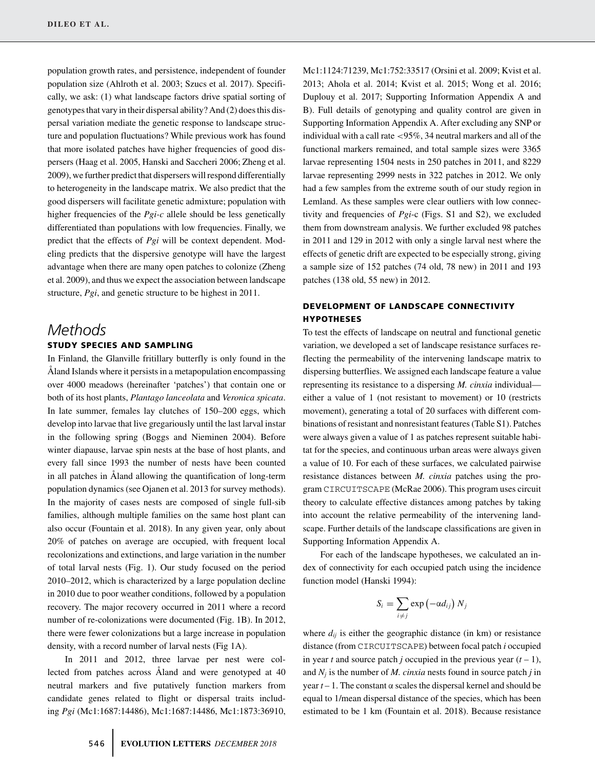population growth rates, and persistence, independent of founder population size (Ahlroth et al. 2003; Szucs et al. 2017). Specifically, we ask: (1) what landscape factors drive spatial sorting of genotypes that vary in their dispersal ability? And (2) does this dispersal variation mediate the genetic response to landscape structure and population fluctuations? While previous work has found that more isolated patches have higher frequencies of good dispersers (Haag et al. 2005, Hanski and Saccheri 2006; Zheng et al. 2009), we further predict that dispersers will respond differentially to heterogeneity in the landscape matrix. We also predict that the good dispersers will facilitate genetic admixture; population with higher frequencies of the *Pgi-c* allele should be less genetically differentiated than populations with low frequencies. Finally, we predict that the effects of *Pgi* will be context dependent. Modeling predicts that the dispersive genotype will have the largest advantage when there are many open patches to colonize (Zheng et al. 2009), and thus we expect the association between landscape structure, *Pgi*, and genetic structure to be highest in 2011.

# Methods

## STUDY SPECIES AND SAMPLING

In Finland, the Glanville fritillary butterfly is only found in the Åland Islands where it persists in a metapopulation encompassing over 4000 meadows (hereinafter 'patches') that contain one or both of its host plants, *Plantago lanceolata* and *Veronica spicata*. In late summer, females lay clutches of 150–200 eggs, which develop into larvae that live gregariously until the last larval instar in the following spring (Boggs and Nieminen 2004). Before winter diapause, larvae spin nests at the base of host plants, and every fall since 1993 the number of nests have been counted in all patches in Åland allowing the quantification of long-term population dynamics (see Ojanen et al. 2013 for survey methods). In the majority of cases nests are composed of single full-sib families, although multiple families on the same host plant can also occur (Fountain et al. 2018). In any given year, only about 20% of patches on average are occupied, with frequent local recolonizations and extinctions, and large variation in the number of total larval nests (Fig. 1). Our study focused on the period 2010–2012, which is characterized by a large population decline in 2010 due to poor weather conditions, followed by a population recovery. The major recovery occurred in 2011 where a record number of re-colonizations were documented (Fig. 1B). In 2012, there were fewer colonizations but a large increase in population density, with a record number of larval nests (Fig 1A).

In 2011 and 2012, three larvae per nest were collected from patches across Åland and were genotyped at 40 neutral markers and five putatively function markers from candidate genes related to flight or dispersal traits including *Pgi* (Mc1:1687:14486), Mc1:1687:14486, Mc1:1873:36910, Mc1:1124:71239, Mc1:752:33517 (Orsini et al. 2009; Kvist et al. 2013; Ahola et al. 2014; Kvist et al. 2015; Wong et al. 2016; Duplouy et al. 2017; Supporting Information Appendix A and B). Full details of genotyping and quality control are given in Supporting Information Appendix A. After excluding any SNP or individual with a call rate <95%, 34 neutral markers and all of the functional markers remained, and total sample sizes were 3365 larvae representing 1504 nests in 250 patches in 2011, and 8229 larvae representing 2999 nests in 322 patches in 2012. We only had a few samples from the extreme south of our study region in Lemland. As these samples were clear outliers with low connectivity and frequencies of *Pgi*-c (Figs. S1 and S2), we excluded them from downstream analysis. We further excluded 98 patches in 2011 and 129 in 2012 with only a single larval nest where the effects of genetic drift are expected to be especially strong, giving a sample size of 152 patches (74 old, 78 new) in 2011 and 193 patches (138 old, 55 new) in 2012.

## DEVELOPMENT OF LANDSCAPE CONNECTIVITY HYPOTHESES

To test the effects of landscape on neutral and functional genetic variation, we developed a set of landscape resistance surfaces reflecting the permeability of the intervening landscape matrix to dispersing butterflies. We assigned each landscape feature a value representing its resistance to a dispersing *M. cinxia* individual—either a value of 1 (not resistant to movement) or 10 (restricts movement), generating a total of 20 surfaces with different combinations of resistant and nonresistant features (Table S1). Patches were always given a value of 1 as patches represent suitable habitat for the species, and continuous urban areas were always given a value of 10. For each of these surfaces, we calculated pairwise resistance distances between *M. cinxia* patches using the program `CIRCUITSCAPE` (McRae 2006). This program uses circuit theory to calculate effective distances among patches by taking into account the relative permeability of the intervening landscape. Further details of the landscape classifications are given in Supporting Information Appendix A.

For each of the landscape hypotheses, we calculated an index of connectivity for each occupied patch using the incidence function model (Hanski 1994):

$$S_i = \sum_{i \neq j} \exp\left(-\alpha d_{ij}\right) N_j$$

where $d_{ij}$ is either the geographic distance (in km) or resistance distance (from `CIRCUITSCAPE`) between focal patch $i$ occupied in year $t$ and source patch $j$ occupied in the previous year $(t-1)$, and $N_j$ is the number of *M. cinxia* nests found in source patch $j$ in year $t-1$. The constant $\alpha$ scales the dispersal kernel and should be equal to 1/mean dispersal distance of the species, which has been estimated to be 1 km (Fountain et al. 2018). Because resistance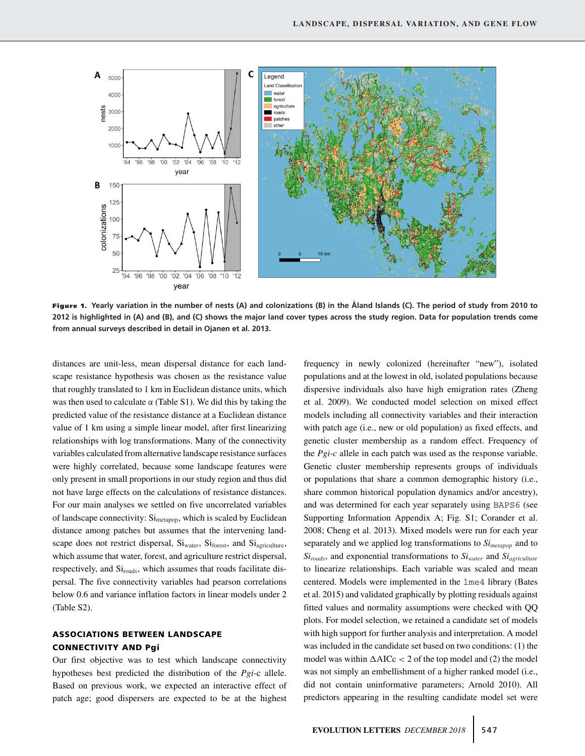**Figure 1.** Yearly variation in the number of nests (A) and colonizations (B) in the Åland Islands (C). The period of study from 2010 to 2012 is highlighted in (A) and (B), and (C) shows the major land cover types across the study region. Data for population trends come from annual surveys described in detail in Ojanen et al. 2013.

distances are unit-less, mean dispersal distance for each landscape resistance hypothesis was chosen as the resistance value that roughly translated to 1 km in Euclidean distance units, which was then used to calculate α (Table S1). We did this by taking the predicted value of the resistance distance at a Euclidean distance value of 1 km using a simple linear model, after first linearizing relationships with log transformations. Many of the connectivity variables calculated from alternative landscape resistance surfaces were highly correlated, because some landscape features were only present in small proportions in our study region and thus did not have large effects on the calculations of resistance distances. For our main analyses we settled on five uncorrelated variables of landscape connectivity: $\mathrm{Si}_{\mathrm{metapop}}$, which is scaled by Euclidean distance among patches but assumes that the intervening landscape does not restrict dispersal, $\mathrm{Si}_{\mathrm{water}}$, $\mathrm{Si}_{\mathrm{forest}}$, and $\mathrm{Si}_{\mathrm{agriculture}}$, which assume that water, forest, and agriculture restrict dispersal, respectively, and $\mathrm{Si}_{\mathrm{roads}}$, which assumes that roads facilitate dispersal. The five connectivity variables had pearson correlations below 0.6 and variance inflation factors in linear models under 2 (Table S2).

## ASSOCIATIONS BETWEEN LANDSCAPE CONNECTIVITY AND Pgi

Our first objective was to test which landscape connectivity hypotheses best predicted the distribution of the *Pgi*-c allele. Based on previous work, we expected an interactive effect of patch age; good dispersers are expected to be at the highest frequency in newly colonized (hereinafter "new"), isolated populations and at the lowest in old, isolated populations because dispersive individuals also have high emigration rates (Zheng et al. 2009). We conducted model selection on mixed effect models including all connectivity variables and their interaction with patch age (i.e., new or old population) as fixed effects, and genetic cluster membership as a random effect. Frequency of the *Pgi-c* allele in each patch was used as the response variable. Genetic cluster membership represents groups of individuals or populations that share a common demographic history (i.e., share common historical population dynamics and/or ancestry), and was determined for each year separately using BAPS6 (see Supporting Information Appendix A; Fig. S1; Corander et al. 2008; Cheng et al. 2013). Mixed models were run for each year separately and we applied log transformations to $Si_{metapop}$ and to $Si_{roads}$, and exponential transformations to $Si_{water}$ and $Si_{agriculture}$ to linearize relationships. Each variable was scaled and mean centered. Models were implemented in the lme4 library (Bates et al. 2015) and validated graphically by plotting residuals against fitted values and normality assumptions were checked with QQ plots. For model selection, we retained a candidate set of models with high support for further analysis and interpretation. A model was included in the candidate set based on two conditions: (1) the model was within $\Delta$AICc $< 2$ of the top model and (2) the model was not simply an embellishment of a higher ranked model (i.e., did not contain uninformative parameters; Arnold 2010). All predictors appearing in the resulting candidate model set were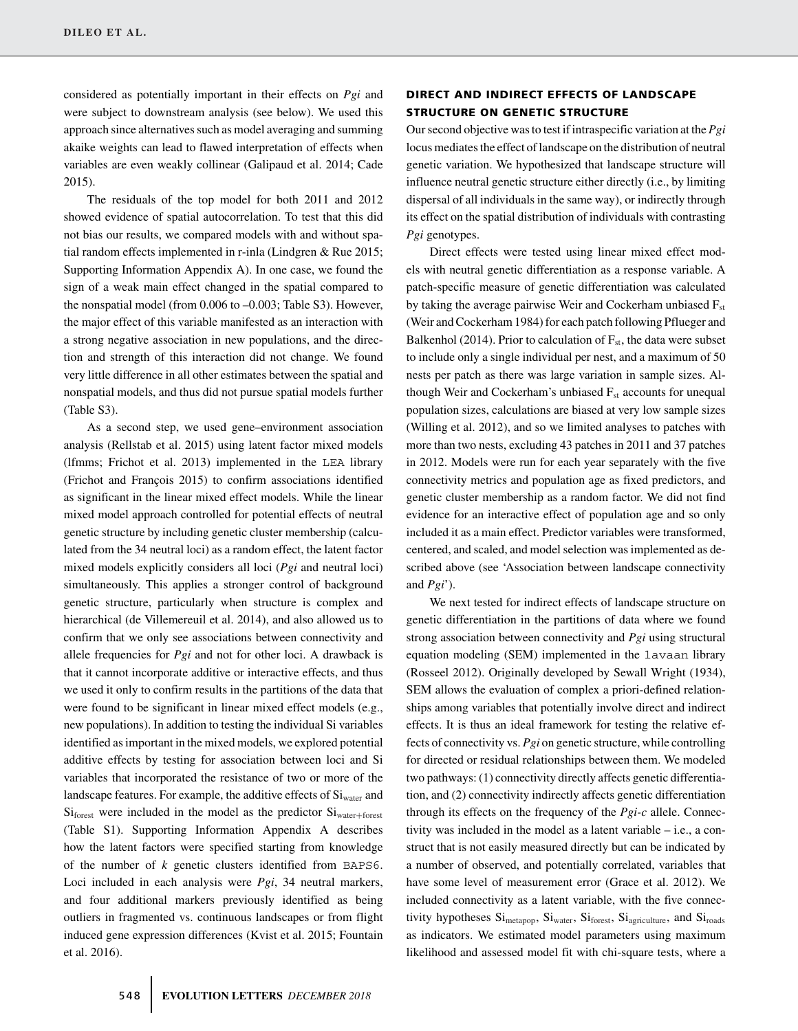considered as potentially important in their effects on *Pgi* and were subject to downstream analysis (see below). We used this approach since alternatives such as model averaging and summing akaike weights can lead to flawed interpretation of effects when variables are even weakly collinear (Galipaud et al. 2014; Cade 2015).

The residuals of the top model for both 2011 and 2012 showed evidence of spatial autocorrelation. To test that this did not bias our results, we compared models with and without spatial random effects implemented in r-inla (Lindgren & Rue 2015; Supporting Information Appendix A). In one case, we found the sign of a weak main effect changed in the spatial compared to the nonspatial model (from 0.006 to –0.003; Table S3). However, the major effect of this variable manifested as an interaction with a strong negative association in new populations, and the direction and strength of this interaction did not change. We found very little difference in all other estimates between the spatial and nonspatial models, and thus did not pursue spatial models further (Table S3).

As a second step, we used gene–environment association analysis (Rellstab et al. 2015) using latent factor mixed models (lfmms; Frichot et al. 2013) implemented in the LEA library (Frichot and François 2015) to confirm associations identified as significant in the linear mixed effect models. While the linear mixed model approach controlled for potential effects of neutral genetic structure by including genetic cluster membership (calculated from the 34 neutral loci) as a random effect, the latent factor mixed models explicitly considers all loci (*Pgi* and neutral loci) simultaneously. This applies a stronger control of background genetic structure, particularly when structure is complex and hierarchical (de Villemereuil et al. 2014), and also allowed us to confirm that we only see associations between connectivity and allele frequencies for *Pgi* and not for other loci. A drawback is that it cannot incorporate additive or interactive effects, and thus we used it only to confirm results in the partitions of the data that were found to be significant in linear mixed effect models (e.g., new populations). In addition to testing the individual Si variables identified as important in the mixed models, we explored potential additive effects by testing for association between loci and Si variables that incorporated the resistance of two or more of the landscape features. For example, the additive effects of $Si_{water}$ and $Si_{forest}$ were included in the model as the predictor $Si_{water+forest}$ (Table S1). Supporting Information Appendix A describes how the latent factors were specified starting from knowledge of the number of *k* genetic clusters identified from BAPS6. Loci included in each analysis were *Pgi*, 34 neutral markers, and four additional markers previously identified as being outliers in fragmented vs. continuous landscapes or from flight induced gene expression differences (Kvist et al. 2015; Fountain et al. 2016).

## DIRECT AND INDIRECT EFFECTS OF LANDSCAPE STRUCTURE ON GENETIC STRUCTURE

Our second objective was to test if intraspecific variation at the *Pgi* locus mediates the effect of landscape on the distribution of neutral genetic variation. We hypothesized that landscape structure will influence neutral genetic structure either directly (i.e., by limiting dispersal of all individuals in the same way), or indirectly through its effect on the spatial distribution of individuals with contrasting *Pgi* genotypes.

Direct effects were tested using linear mixed effect models with neutral genetic differentiation as a response variable. A patch-specific measure of genetic differentiation was calculated by taking the average pairwise Weir and Cockerham unbiased $F_{st}$ (Weir and Cockerham 1984) for each patch following Pflueger and Balkenhol (2014). Prior to calculation of $F_{st}$, the data were subset to include only a single individual per nest, and a maximum of 50 nests per patch as there was large variation in sample sizes. Although Weir and Cockerham's unbiased $F_{st}$ accounts for unequal population sizes, calculations are biased at very low sample sizes (Willing et al. 2012), and so we limited analyses to patches with more than two nests, excluding 43 patches in 2011 and 37 patches in 2012. Models were run for each year separately with the five connectivity metrics and population age as fixed predictors, and genetic cluster membership as a random factor. We did not find evidence for an interactive effect of population age and so only included it as a main effect. Predictor variables were transformed, centered, and scaled, and model selection was implemented as described above (see 'Association between landscape connectivity and *Pgi*').

We next tested for indirect effects of landscape structure on genetic differentiation in the partitions of data where we found strong association between connectivity and *Pgi* using structural equation modeling (SEM) implemented in the lavaan library (Rosseel 2012). Originally developed by Sewall Wright (1934), SEM allows the evaluation of complex a priori-defined relationships among variables that potentially involve direct and indirect effects. It is thus an ideal framework for testing the relative effects of connectivity vs. *Pgi* on genetic structure, while controlling for directed or residual relationships between them. We modeled two pathways: (1) connectivity directly affects genetic differentiation, and (2) connectivity indirectly affects genetic differentiation through its effects on the frequency of the *Pgi-c* allele. Connectivity was included in the model as a latent variable – i.e., a construct that is not easily measured directly but can be indicated by a number of observed, and potentially correlated, variables that have some level of measurement error (Grace et al. 2012). We included connectivity as a latent variable, with the five connectivity hypotheses $Si_{metapop}$, $Si_{water}$, $Si_{forest}$, $Si_{agriculture}$, and $Si_{roads}$ as indicators. We estimated model parameters using maximum likelihood and assessed model fit with chi-square tests, where a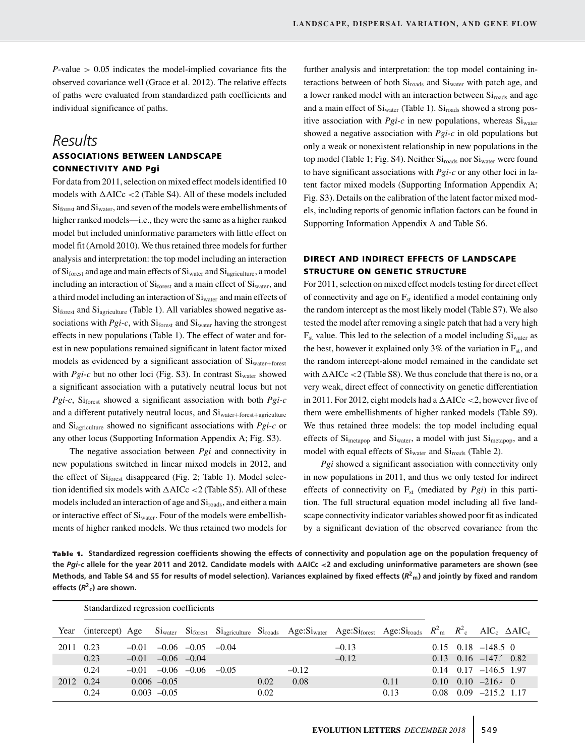*P*-value > 0.05 indicates the model-implied covariance fits the observed covariance well (Grace et al. 2012). The relative effects of paths were evaluated from standardized path coefficients and individual significance of paths.

# Results

## ASSOCIATIONS BETWEEN LANDSCAPE CONNECTIVITY AND Pgi

For data from 2011, selection on mixed effect models identified 10 models with ΔAICc <2 (Table S4). All of these models included $Si_{forest}$ and $Si_{water}$, and seven of the models were embellishments of higher ranked models—i.e., they were the same as a higher ranked model but included uninformative parameters with little effect on model fit (Arnold 2010). We thus retained three models for further analysis and interpretation: the top model including an interaction of $Si_{forest}$ and age and main effects of $Si_{water}$ and $Si_{agriculture}$, a model including an interaction of $Si_{forest}$ and a main effect of $Si_{water}$, and a third model including an interaction of $Si_{water}$ and main effects of $Si_{forest}$ and $Si_{agriculture}$ (Table 1). All variables showed negative associations with *Pgi-c*, with $Si_{forest}$ and $Si_{water}$ having the strongest effects in new populations (Table 1). The effect of water and forest in new populations remained significant in latent factor mixed models as evidenced by a significant association of $Si_{water+forest}$ with *Pgi-c* but no other loci (Fig. S3). In contrast $Si_{water}$ showed a significant association with a putatively neutral locus but not *Pgi-c*, $Si_{forest}$ showed a significant association with both *Pgi-c* and a different putatively neutral locus, and $Si_{water+forest+agriculture}$ and $Si_{agriculture}$ showed no significant associations with *Pgi-c* or any other locus (Supporting Information Appendix A; Fig. S3).

The negative association between *Pgi* and connectivity in new populations switched in linear mixed models in 2012, and the effect of $Si_{forest}$ disappeared (Fig. 2; Table 1). Model selection identified six models with ΔAICc <2 (Table S5). All of these models included an interaction of age and $Si_{roads}$, and either a main or interactive effect of $Si_{water}$. Four of the models were embellishments of higher ranked models. We thus retained two models for further analysis and interpretation: the top model containing interactions between of both $Si_{roads}$ and $Si_{water}$ with patch age, and a lower ranked model with an interaction between $Si_{roads}$ and age and a main effect of $Si_{water}$ (Table 1). $Si_{roads}$ showed a strong positive association with *Pgi-c* in new populations, whereas $Si_{water}$ showed a negative association with *Pgi-c* in old populations but only a weak or nonexistent relationship in new populations in the top model (Table 1; Fig. S4). Neither $Si_{roads}$ nor $Si_{water}$ were found to have significant associations with *Pgi-c* or any other loci in latent factor mixed models (Supporting Information Appendix A; Fig. S3). Details on the calibration of the latent factor mixed models, including reports of genomic inflation factors can be found in Supporting Information Appendix A and Table S6.

## DIRECT AND INDIRECT EFFECTS OF LANDSCAPE STRUCTURE ON GENETIC STRUCTURE

For 2011, selection on mixed effect models testing for direct effect of connectivity and age on $F_{st}$ identified a model containing only the random intercept as the most likely model (Table S7). We also tested the model after removing a single patch that had a very high $F_{st}$ value. This led to the selection of a model including $Si_{water}$ as the best, however it explained only 3% of the variation in $F_{st}$, and the random intercept-alone model remained in the candidate set with ΔAICc <2 (Table S8). We thus conclude that there is no, or a very weak, direct effect of connectivity on genetic differentiation in 2011. For 2012, eight models had a ΔAICc <2, however five of them were embellishments of higher ranked models (Table S9). We thus retained three models: the top model including equal effects of $Si_{metapop}$ and $Si_{water}$, a model with just $Si_{metapop}$, and a model with equal effects of $Si_{water}$ and $Si_{roads}$ (Table 2).

*Pgi* showed a significant association with connectivity only in new populations in 2011, and thus we only tested for indirect effects of connectivity on $F_{st}$ (mediated by *Pgi*) in this partition. The full structural equation model including all five landscape connectivity indicator variables showed poor fit as indicated by a significant deviation of the observed covariance from the

**Table 1.** Standardized regression coefficients showing the effects of connectivity and population age on the population frequency of the *Pgi-c* allele for the year 2011 and 2012. Candidate models with ΔAICc <2 and excluding uninformative parameters are shown (see Methods, and Table S4 and S5 for results of model selection). Variances explained by fixed effects ($R^2_m$) and jointly by fixed and random effects ($R^2_c$) are shown.

| | Standardized regression coefficients | | | | | | | | | | | | |
|---|---|---|---|---|---|---|---|---|---|---|---|---|---|
| Year | (intercept) | Age | $Si_{water}$ | $Si_{forest}$ | $Si_{agriculture}$ | $Si_{roads}$ | Age:$Si_{water}$ | Age:$Si_{forest}$ | Age:$Si_{roads}$ | $R^2_m$ | $R^2_c$ | $AIC_c$ | $\Delta AIC_c$ |
| 2011 | 0.23 | –0.01 | –0.06 | –0.05 | –0.04 | | | –0.13 | | 0.15 | 0.18 | –148.5 | 0 |
| | 0.23 | –0.01 | –0.06 | –0.04 | | | | –0.12 | | 0.13 | 0.16 | –147.7 | 0.82 |
| | 0.24 | –0.01 | –0.06 | –0.06 | –0.05 | | –0.12 | | | 0.14 | 0.17 | –146.5 | 1.97 |
| 2012 | 0.24 | 0.006 | –0.05 | | | 0.02 | 0.08 | | 0.11 | 0.10 | 0.10 | –216.4 | 0 |
| | 0.24 | 0.003 | –0.05 | | | 0.02 | | | 0.13 | 0.08 | 0.09 | –215.2 | 1.17 |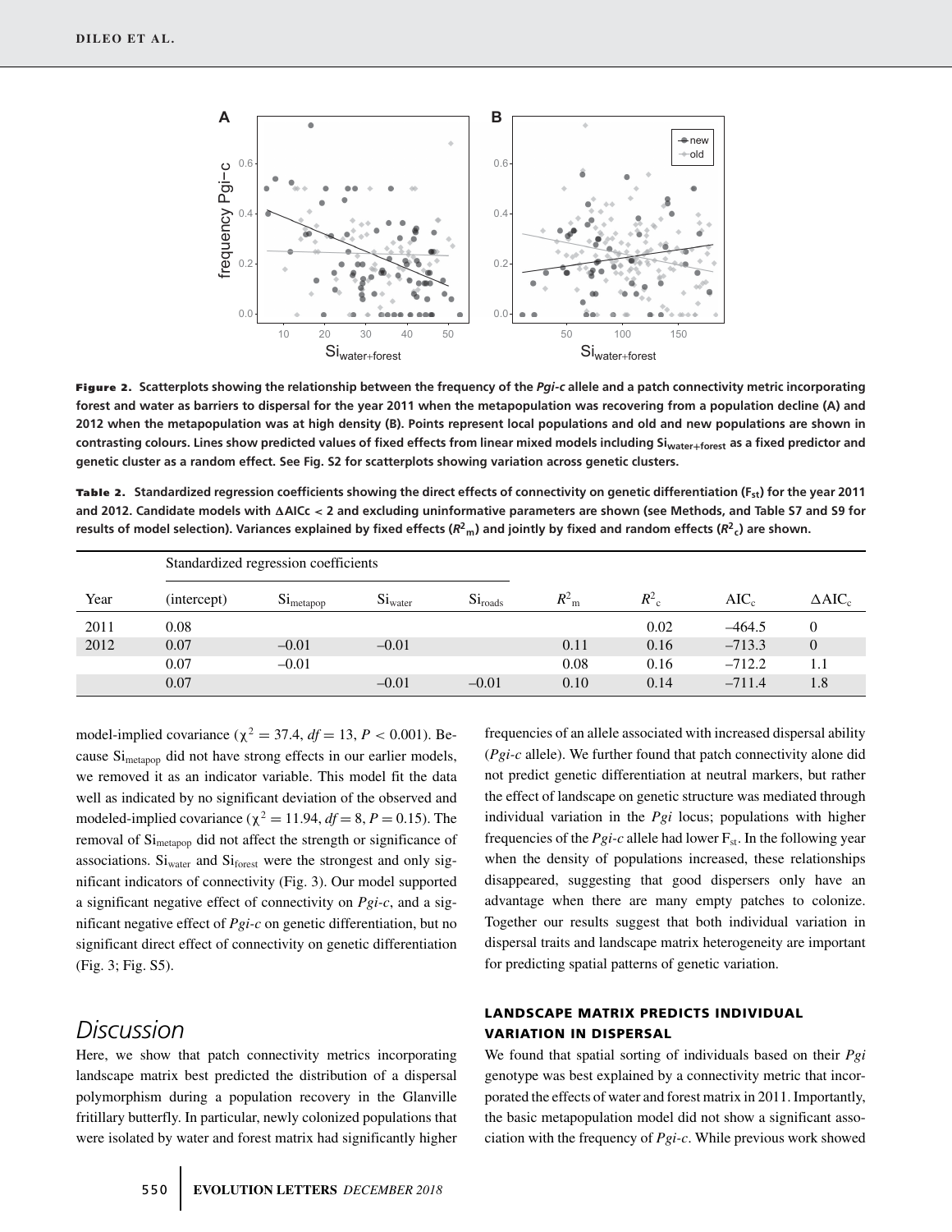**Figure 2.** **Scatterplots showing the relationship between the frequency of the *Pgi-c* allele and a patch connectivity metric incorporating forest and water as barriers to dispersal for the year 2011 when the metapopulation was recovering from a population decline (A) and 2012 when the metapopulation was at high density (B). Points represent local populations and old and new populations are shown in contrasting colours. Lines show predicted values of fixed effects from linear mixed models including $Si_{water+forest}$ as a fixed predictor and genetic cluster as a random effect. See Fig. S2 for scatterplots showing variation across genetic clusters.**

**Table 2.** **Standardized regression coefficients showing the direct effects of connectivity on genetic differentiation ($F_{st}$) for the year 2011 and 2012. Candidate models with ΔAICc < 2 and excluding uninformative parameters are shown (see Methods, and Table S7 and S9 for results of model selection). Variances explained by fixed effects ($R^2_m$) and jointly by fixed and random effects ($R^2_c$) are shown.**

| | Standardized regression coefficients | | | | | | | |
|---|---|---|---|---|---|---|---|---|
| Year | (intercept) | $Si_{metapop}$ | $Si_{water}$ | $Si_{roads}$ | $R^2_m$ | $R^2_c$ | $AIC_c$ | $\Delta AIC_c$ |
| 2011 | 0.08 | | | | | 0.02 | –464.5 | 0 |
| 2012 | 0.07 | –0.01 | –0.01 | | 0.11 | 0.16 | –713.3 | 0 |
| | 0.07 | –0.01 | | | 0.08 | 0.16 | –712.2 | 1.1 |
| | 0.07 | | –0.01 | –0.01 | 0.10 | 0.14 | –711.4 | 1.8 |

model-implied covariance ($\chi^2 = 37.4$, $df = 13$, $P < 0.001$). Because $Si_{metapop}$ did not have strong effects in our earlier models, we removed it as an indicator variable. This model fit the data well as indicated by no significant deviation of the observed and modeled-implied covariance ($\chi^2 = 11.94$, $df = 8$, $P = 0.15$). The removal of $Si_{metapop}$ did not affect the strength or significance of associations. $Si_{water}$ and $Si_{forest}$ were the strongest and only significant indicators of connectivity (Fig. 3). Our model supported a significant negative effect of connectivity on *Pgi-c*, and a significant negative effect of *Pgi-c* on genetic differentiation, but no significant direct effect of connectivity on genetic differentiation (Fig. 3; Fig. S5).

## Discussion

Here, we show that patch connectivity metrics incorporating landscape matrix best predicted the distribution of a dispersal polymorphism during a population recovery in the Glanville fritillary butterfly. In particular, newly colonized populations that were isolated by water and forest matrix had significantly higher frequencies of an allele associated with increased dispersal ability (*Pgi-c* allele). We further found that patch connectivity alone did not predict genetic differentiation at neutral markers, but rather the effect of landscape on genetic structure was mediated through individual variation in the *Pgi* locus; populations with higher frequencies of the *Pgi-c* allele had lower $F_{st}$. In the following year when the density of populations increased, these relationships disappeared, suggesting that good dispersers only have an advantage when there are many empty patches to colonize. Together our results suggest that both individual variation in dispersal traits and landscape matrix heterogeneity are important for predicting spatial patterns of genetic variation.

### LANDSCAPE MATRIX PREDICTS INDIVIDUAL VARIATION IN DISPERSAL

We found that spatial sorting of individuals based on their *Pgi* genotype was best explained by a connectivity metric that incorporated the effects of water and forest matrix in 2011. Importantly, the basic metapopulation model did not show a significant association with the frequency of *Pgi-c*. While previous work showed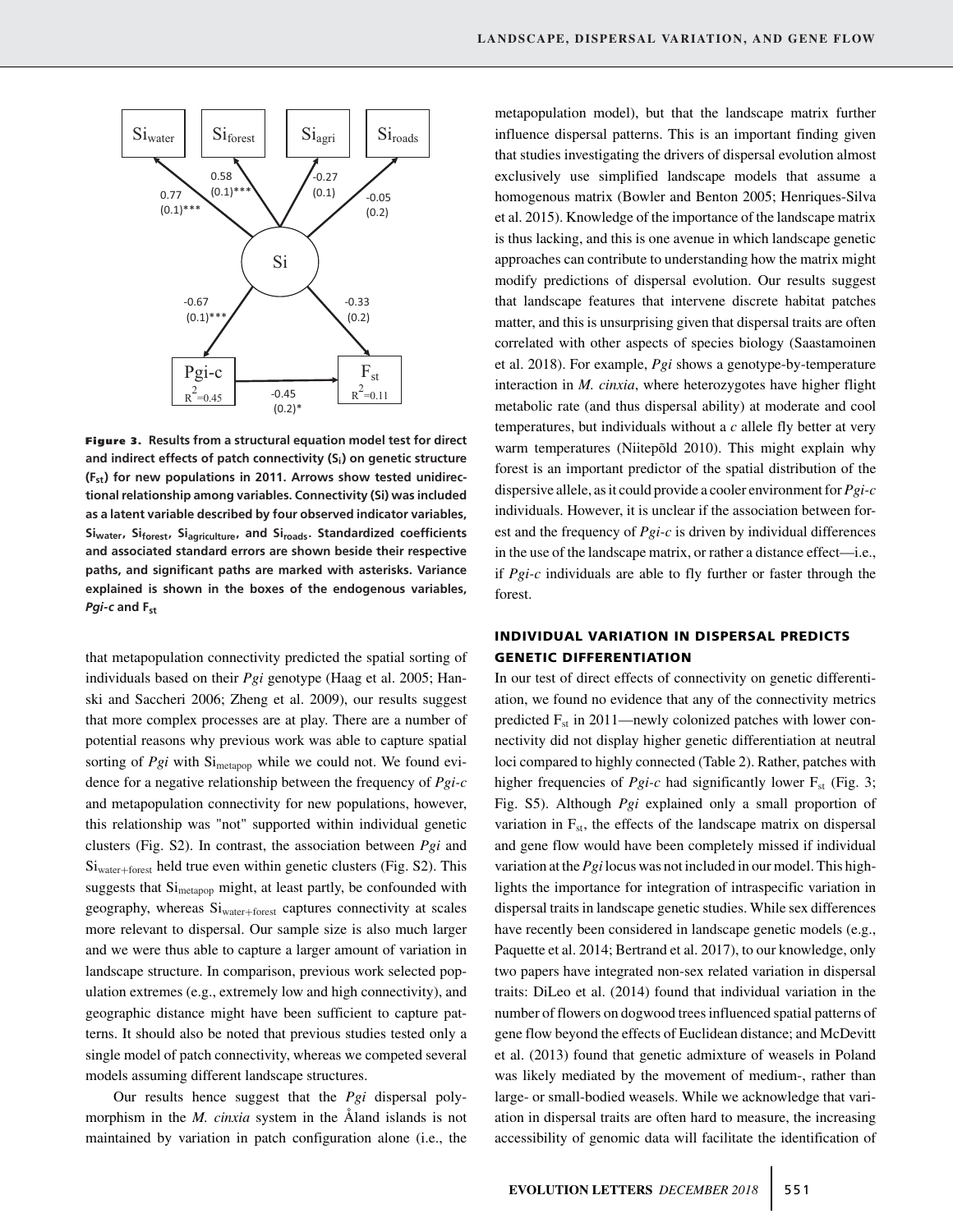Si<sub>water</sub>

$Si_{water}$ $Si_{forest}$ $Si_{agri}$ $Si_{roads}$

0.77 (0.1)***

0.58 (0.1)***

-0.27 (0.1)

-0.05 (0.2)

Si

-0.67 (0.1)***

-0.33 (0.2)

Pgi-c $R^2$=0.45

-0.45 (0.2)*

$F_{st}$ $R^2$=0.11

**Figure 3. Results from a structural equation model test for direct and indirect effects of patch connectivity ($S_i$) on genetic structure ($F_{st}$) for new populations in 2011. Arrows show tested unidirectional relationship among variables. Connectivity (Si) was included as a latent variable described by four observed indicator variables, $Si_{water}$, $Si_{forest}$, $Si_{agriculture}$, and $Si_{roads}$. Standardized coefficients and associated standard errors are shown beside their respective paths, and significant paths are marked with asterisks. Variance explained is shown in the boxes of the endogenous variables, *Pgi-c* and $F_{st}$**

that metapopulation connectivity predicted the spatial sorting of individuals based on their *Pgi* genotype (Haag et al. 2005; Hanski and Saccheri 2006; Zheng et al. 2009), our results suggest that more complex processes are at play. There are a number of potential reasons why previous work was able to capture spatial sorting of *Pgi* with $Si_{metapop}$ while we could not. We found evidence for a negative relationship between the frequency of *Pgi-c* and metapopulation connectivity for new populations, however, this relationship was "not" supported within individual genetic clusters (Fig. S2). In contrast, the association between *Pgi* and $Si_{water+forest}$ held true even within genetic clusters (Fig. S2). This suggests that $Si_{metapop}$ might, at least partly, be confounded with geography, whereas $Si_{water+forest}$ captures connectivity at scales more relevant to dispersal. Our sample size is also much larger and we were thus able to capture a larger amount of variation in landscape structure. In comparison, previous work selected population extremes (e.g., extremely low and high connectivity), and geographic distance might have been sufficient to capture patterns. It should also be noted that previous studies tested only a single model of patch connectivity, whereas we competed several models assuming different landscape structures.

Our results hence suggest that the *Pgi* dispersal polymorphism in the *M. cinxia* system in the Åland islands is not maintained by variation in patch configuration alone (i.e., the metapopulation model), but that the landscape matrix further influence dispersal patterns. This is an important finding given that studies investigating the drivers of dispersal evolution almost exclusively use simplified landscape models that assume a homogenous matrix (Bowler and Benton 2005; Henriques-Silva et al. 2015). Knowledge of the importance of the landscape matrix is thus lacking, and this is one avenue in which landscape genetic approaches can contribute to understanding how the matrix might modify predictions of dispersal evolution. Our results suggest that landscape features that intervene discrete habitat patches matter, and this is unsurprising given that dispersal traits are often correlated with other aspects of species biology (Saastamoinen et al. 2018). For example, *Pgi* shows a genotype-by-temperature interaction in *M. cinxia*, where heterozygotes have higher flight metabolic rate (and thus dispersal ability) at moderate and cool temperatures, but individuals without a *c* allele fly better at very warm temperatures (Niitepõld 2010). This might explain why forest is an important predictor of the spatial distribution of the dispersive allele, as it could provide a cooler environment for *Pgi-c* individuals. However, it is unclear if the association between forest and the frequency of *Pgi-c* is driven by individual differences in the use of the landscape matrix, or rather a distance effect—i.e., if *Pgi-c* individuals are able to fly further or faster through the forest.

## INDIVIDUAL VARIATION IN DISPERSAL PREDICTS GENETIC DIFFERENTIATION

In our test of direct effects of connectivity on genetic differentiation, we found no evidence that any of the connectivity metrics predicted $F_{st}$ in 2011—newly colonized patches with lower connectivity did not display higher genetic differentiation at neutral loci compared to highly connected (Table 2). Rather, patches with higher frequencies of *Pgi-c* had significantly lower $F_{st}$ (Fig. 3; Fig. S5). Although *Pgi* explained only a small proportion of variation in $F_{st}$, the effects of the landscape matrix on dispersal and gene flow would have been completely missed if individual variation at the *Pgi* locus was not included in our model. This highlights the importance for integration of intraspecific variation in dispersal traits in landscape genetic studies. While sex differences have recently been considered in landscape genetic models (e.g., Paquette et al. 2014; Bertrand et al. 2017), to our knowledge, only two papers have integrated non-sex related variation in dispersal traits: DiLeo et al. (2014) found that individual variation in the number of flowers on dogwood trees influenced spatial patterns of gene flow beyond the effects of Euclidean distance; and McDevitt et al. (2013) found that genetic admixture of weasels in Poland was likely mediated by the movement of medium-, rather than large- or small-bodied weasels. While we acknowledge that variation in dispersal traits are often hard to measure, the increasing accessibility of genomic data will facilitate the identification of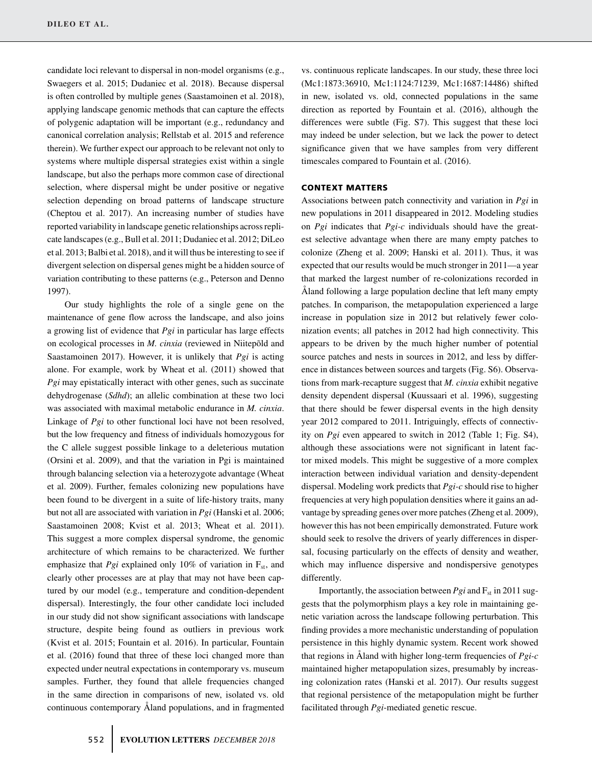candidate loci relevant to dispersal in non-model organisms (e.g., Swaegers et al. 2015; Dudaniec et al. 2018). Because dispersal is often controlled by multiple genes (Saastamoinen et al. 2018), applying landscape genomic methods that can capture the effects of polygenic adaptation will be important (e.g., redundancy and canonical correlation analysis; Rellstab et al. 2015 and reference therein). We further expect our approach to be relevant not only to systems where multiple dispersal strategies exist within a single landscape, but also the perhaps more common case of directional selection, where dispersal might be under positive or negative selection depending on broad patterns of landscape structure (Cheptou et al. 2017). An increasing number of studies have reported variability in landscape genetic relationships across replicate landscapes (e.g., Bull et al. 2011; Dudaniec et al. 2012; DiLeo et al. 2013; Balbi et al. 2018), and it will thus be interesting to see if divergent selection on dispersal genes might be a hidden source of variation contributing to these patterns (e.g., Peterson and Denno 1997).

Our study highlights the role of a single gene on the maintenance of gene flow across the landscape, and also joins a growing list of evidence that *Pgi* in particular has large effects on ecological processes in *M. cinxia* (reviewed in Niitepõld and Saastamoinen 2017). However, it is unlikely that *Pgi* is acting alone. For example, work by Wheat et al. (2011) showed that *Pgi* may epistatically interact with other genes, such as succinate dehydrogenase (*Sdhd*); an allelic combination at these two loci was associated with maximal metabolic endurance in *M. cinxia*. Linkage of *Pgi* to other functional loci have not been resolved, but the low frequency and fitness of individuals homozygous for the C allele suggest possible linkage to a deleterious mutation (Orsini et al. 2009), and that the variation in Pgi is maintained through balancing selection via a heterozygote advantage (Wheat et al. 2009). Further, females colonizing new populations have been found to be divergent in a suite of life-history traits, many but not all are associated with variation in *Pgi* (Hanski et al. 2006; Saastamoinen 2008; Kvist et al. 2013; Wheat et al. 2011). This suggest a more complex dispersal syndrome, the genomic architecture of which remains to be characterized. We further emphasize that *Pgi* explained only 10% of variation in $F_{st}$, and clearly other processes are at play that may not have been captured by our model (e.g., temperature and condition-dependent dispersal). Interestingly, the four other candidate loci included in our study did not show significant associations with landscape structure, despite being found as outliers in previous work (Kvist et al. 2015; Fountain et al. 2016). In particular, Fountain et al. (2016) found that three of these loci changed more than expected under neutral expectations in contemporary vs. museum samples. Further, they found that allele frequencies changed in the same direction in comparisons of new, isolated vs. old continuous contemporary Åland populations, and in fragmented vs. continuous replicate landscapes. In our study, these three loci (Mc1:1873:36910, Mc1:1124:71239, Mc1:1687:14486) shifted in new, isolated vs. old, connected populations in the same direction as reported by Fountain et al. (2016), although the differences were subtle (Fig. S7). This suggest that these loci may indeed be under selection, but we lack the power to detect significance given that we have samples from very different timescales compared to Fountain et al. (2016).

## CONTEXT MATTERS

Associations between patch connectivity and variation in *Pgi* in new populations in 2011 disappeared in 2012. Modeling studies on *Pgi* indicates that *Pgi-c* individuals should have the greatest selective advantage when there are many empty patches to colonize (Zheng et al. 2009; Hanski et al. 2011). Thus, it was expected that our results would be much stronger in 2011—a year that marked the largest number of re-colonizations recorded in Åland following a large population decline that left many empty patches. In comparison, the metapopulation experienced a large increase in population size in 2012 but relatively fewer colonization events; all patches in 2012 had high connectivity. This appears to be driven by the much higher number of potential source patches and nests in sources in 2012, and less by difference in distances between sources and targets (Fig. S6). Observations from mark-recapture suggest that *M. cinxia* exhibit negative density dependent dispersal (Kuussaari et al. 1996), suggesting that there should be fewer dispersal events in the high density year 2012 compared to 2011. Intriguingly, effects of connectivity on *Pgi* even appeared to switch in 2012 (Table 1; Fig. S4), although these associations were not significant in latent factor mixed models. This might be suggestive of a more complex interaction between individual variation and density-dependent dispersal. Modeling work predicts that *Pgi-c* should rise to higher frequencies at very high population densities where it gains an advantage by spreading genes over more patches (Zheng et al. 2009), however this has not been empirically demonstrated. Future work should seek to resolve the drivers of yearly differences in dispersal, focusing particularly on the effects of density and weather, which may influence dispersive and nondispersive genotypes differently.

Importantly, the association between *Pgi* and $F_{st}$ in 2011 suggests that the polymorphism plays a key role in maintaining genetic variation across the landscape following perturbation. This finding provides a more mechanistic understanding of population persistence in this highly dynamic system. Recent work showed that regions in Åland with higher long-term frequencies of *Pgi-c* maintained higher metapopulation sizes, presumably by increasing colonization rates (Hanski et al. 2017). Our results suggest that regional persistence of the metapopulation might be further facilitated through *Pgi*-mediated genetic rescue.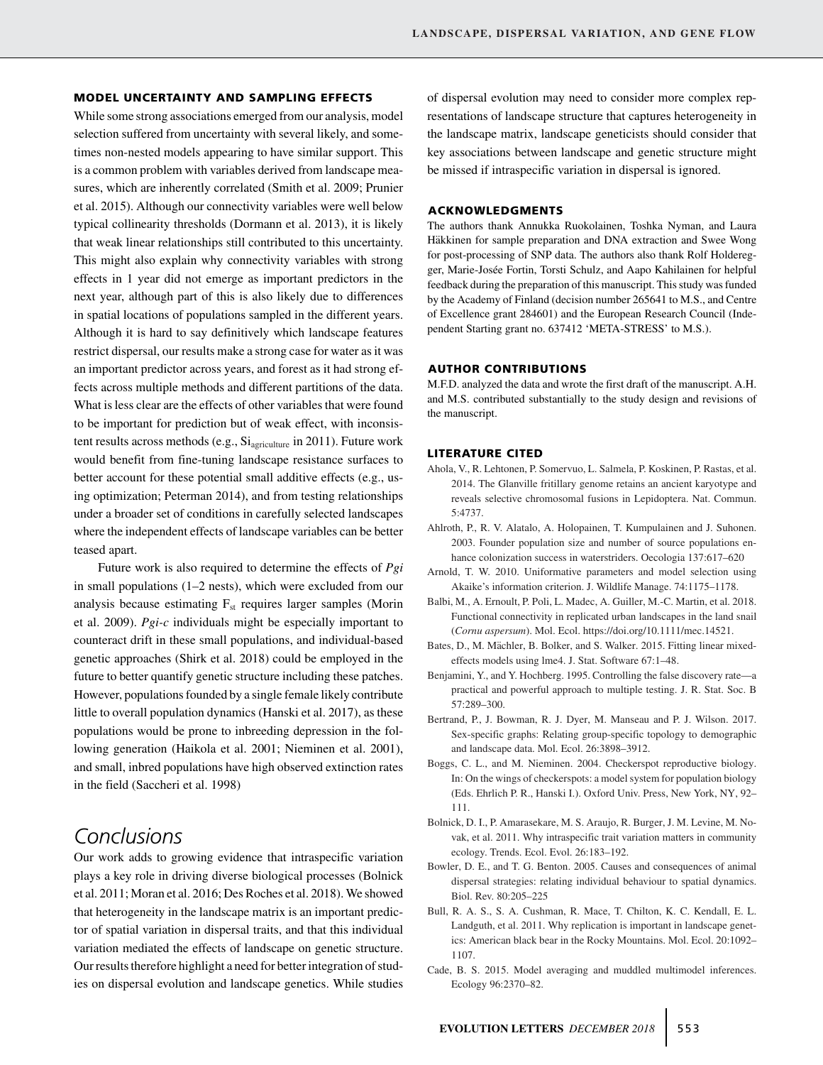### MODEL UNCERTAINTY AND SAMPLING EFFECTS

While some strong associations emerged from our analysis, model selection suffered from uncertainty with several likely, and sometimes non-nested models appearing to have similar support. This is a common problem with variables derived from landscape measures, which are inherently correlated (Smith et al. 2009; Prunier et al. 2015). Although our connectivity variables were well below typical collinearity thresholds (Dormann et al. 2013), it is likely that weak linear relationships still contributed to this uncertainty. This might also explain why connectivity variables with strong effects in 1 year did not emerge as important predictors in the next year, although part of this is also likely due to differences in spatial locations of populations sampled in the different years. Although it is hard to say definitively which landscape features restrict dispersal, our results make a strong case for water as it was an important predictor across years, and forest as it had strong effects across multiple methods and different partitions of the data. What is less clear are the effects of other variables that were found to be important for prediction but of weak effect, with inconsistent results across methods (e.g., $Si_{agriculture}$ in 2011). Future work would benefit from fine-tuning landscape resistance surfaces to better account for these potential small additive effects (e.g., using optimization; Peterman 2014), and from testing relationships under a broader set of conditions in carefully selected landscapes where the independent effects of landscape variables can be better teased apart.

Future work is also required to determine the effects of *Pgi* in small populations (1–2 nests), which were excluded from our analysis because estimating $F_{st}$ requires larger samples (Morin et al. 2009). *Pgi-c* individuals might be especially important to counteract drift in these small populations, and individual-based genetic approaches (Shirk et al. 2018) could be employed in the future to better quantify genetic structure including these patches. However, populations founded by a single female likely contribute little to overall population dynamics (Hanski et al. 2017), as these populations would be prone to inbreeding depression in the following generation (Haikola et al. 2001; Nieminen et al. 2001), and small, inbred populations have high observed extinction rates in the field (Saccheri et al. 1998)

## Conclusions

Our work adds to growing evidence that intraspecific variation plays a key role in driving diverse biological processes (Bolnick et al. 2011; Moran et al. 2016; Des Roches et al. 2018). We showed that heterogeneity in the landscape matrix is an important predictor of spatial variation in dispersal traits, and that this individual variation mediated the effects of landscape on genetic structure. Our results therefore highlight a need for better integration of studies on dispersal evolution and landscape genetics. While studies of dispersal evolution may need to consider more complex representations of landscape structure that captures heterogeneity in the landscape matrix, landscape geneticists should consider that key associations between landscape and genetic structure might be missed if intraspecific variation in dispersal is ignored.

### ACKNOWLEDGMENTS

The authors thank Annukka Ruokolainen, Toshka Nyman, and Laura Häkkinen for sample preparation and DNA extraction and Swee Wong for post-processing of SNP data. The authors also thank Rolf Holderegger, Marie-Josée Fortin, Torsti Schulz, and Aapo Kahilainen for helpful feedback during the preparation of this manuscript. This study was funded by the Academy of Finland (decision number 265641 to M.S., and Centre of Excellence grant 284601) and the European Research Council (Independent Starting grant no. 637412 'META-STRESS' to M.S.).

### AUTHOR CONTRIBUTIONS

M.F.D. analyzed the data and wrote the first draft of the manuscript. A.H. and M.S. contributed substantially to the study design and revisions of the manuscript.

### LITERATURE CITED

Ahola, V., R. Lehtonen, P. Somervuo, L. Salmela, P. Koskinen, P. Rastas, et al. 2014. The Glanville fritillary genome retains an ancient karyotype and reveals selective chromosomal fusions in Lepidoptera. Nat. Commun. 5:4737.

Ahlroth, P., R. V. Alatalo, A. Holopainen, T. Kumpulainen and J. Suhonen. 2003. Founder population size and number of source populations enhance colonization success in waterstriders. Oecologia 137:617–620

Arnold, T. W. 2010. Uniformative parameters and model selection using Akaike's information criterion. J. Wildlife Manage. 74:1175–1178.

Balbi, M., A. Ernoult, P. Poli, L. Madec, A. Guiller, M.-C. Martin, et al. 2018. Functional connectivity in replicated urban landscapes in the land snail (*Cornu aspersum*). Mol. Ecol. https://doi.org/10.1111/mec.14521.

Bates, D., M. Mächler, B. Bolker, and S. Walker. 2015. Fitting linear mixed-effects models using lme4. J. Stat. Software 67:1–48.

Benjamini, Y., and Y. Hochberg. 1995. Controlling the false discovery rate—a practical and powerful approach to multiple testing. J. R. Stat. Soc. B 57:289–300.

Bertrand, P., J. Bowman, R. J. Dyer, M. Manseau and P. J. Wilson. 2017. Sex-specific graphs: Relating group-specific topology to demographic and landscape data. Mol. Ecol. 26:3898–3912.

Boggs, C. L., and M. Nieminen. 2004. Checkerspot reproductive biology. In: On the wings of checkerspots: a model system for population biology (Eds. Ehrlich P. R., Hanski I.). Oxford Univ. Press, New York, NY, 92–111.

Bolnick, D. I., P. Amarasekare, M. S. Araujo, R. Burger, J. M. Levine, M. Novak, et al. 2011. Why intraspecific trait variation matters in community ecology. Trends. Ecol. Evol. 26:183–192.

Bowler, D. E., and T. G. Benton. 2005. Causes and consequences of animal dispersal strategies: relating individual behaviour to spatial dynamics. Biol. Rev. 80:205–225

Bull, R. A. S., S. A. Cushman, R. Mace, T. Chilton, K. C. Kendall, E. L. Landguth, et al. 2011. Why replication is important in landscape genetics: American black bear in the Rocky Mountains. Mol. Ecol. 20:1092–1107.

Cade, B. S. 2015. Model averaging and muddled multimodel inferences. Ecology 96:2370–82.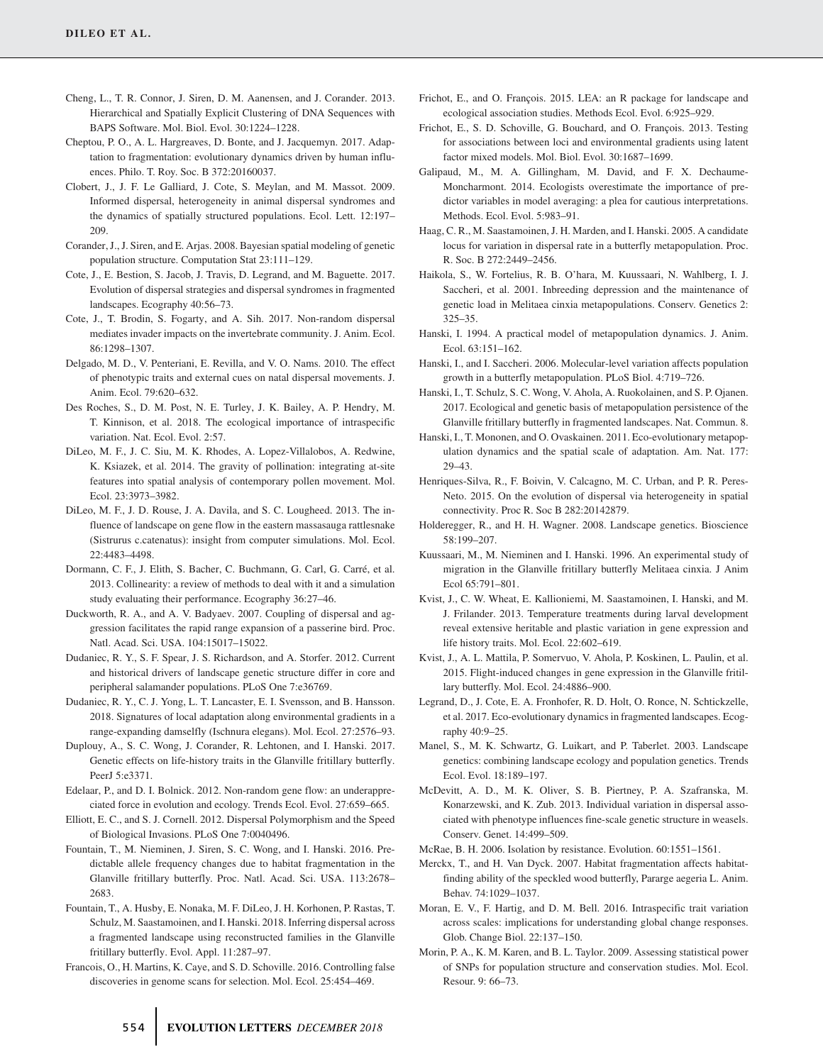Cheng, L., T. R. Connor, J. Siren, D. M. Aanensen, and J. Corander. 2013. Hierarchical and Spatially Explicit Clustering of DNA Sequences with BAPS Software. Mol. Biol. Evol. 30:1224–1228.

Cheptou, P. O., A. L. Hargreaves, D. Bonte, and J. Jacquemyn. 2017. Adaptation to fragmentation: evolutionary dynamics driven by human influences. Philo. T. Roy. Soc. B 372:20160037.

Clobert, J., J. F. Le Galliard, J. Cote, S. Meylan, and M. Massot. 2009. Informed dispersal, heterogeneity in animal dispersal syndromes and the dynamics of spatially structured populations. Ecol. Lett. 12:197–209.

Corander, J., J. Siren, and E. Arjas. 2008. Bayesian spatial modeling of genetic population structure. Computation Stat 23:111–129.

Cote, J., E. Bestion, S. Jacob, J. Travis, D. Legrand, and M. Baguette. 2017. Evolution of dispersal strategies and dispersal syndromes in fragmented landscapes. Ecography 40:56–73.

Cote, J., T. Brodin, S. Fogarty, and A. Sih. 2017. Non-random dispersal mediates invader impacts on the invertebrate community. J. Anim. Ecol. 86:1298–1307.

Delgado, M. D., V. Penteriani, E. Revilla, and V. O. Nams. 2010. The effect of phenotypic traits and external cues on natal dispersal movements. J. Anim. Ecol. 79:620–632.

Des Roches, S., D. M. Post, N. E. Turley, J. K. Bailey, A. P. Hendry, M. T. Kinnison, et al. 2018. The ecological importance of intraspecific variation. Nat. Ecol. Evol. 2:57.

DiLeo, M. F., J. C. Siu, M. K. Rhodes, A. Lopez-Villalobos, A. Redwine, K. Ksiazek, et al. 2014. The gravity of pollination: integrating at-site features into spatial analysis of contemporary pollen movement. Mol. Ecol. 23:3973–3982.

DiLeo, M. F., J. D. Rouse, J. A. Davila, and S. C. Lougheed. 2013. The influence of landscape on gene flow in the eastern massasauga rattlesnake (Sistrurus c.catenatus): insight from computer simulations. Mol. Ecol. 22:4483–4498.

Dormann, C. F., J. Elith, S. Bacher, C. Buchmann, G. Carl, G. Carré, et al. 2013. Collinearity: a review of methods to deal with it and a simulation study evaluating their performance. Ecography 36:27–46.

Duckworth, R. A., and A. V. Badyaev. 2007. Coupling of dispersal and aggression facilitates the rapid range expansion of a passerine bird. Proc. Natl. Acad. Sci. USA. 104:15017–15022.

Dudaniec, R. Y., S. F. Spear, J. S. Richardson, and A. Storfer. 2012. Current and historical drivers of landscape genetic structure differ in core and peripheral salamander populations. PLoS One 7:e36769.

Dudaniec, R. Y., C. J. Yong, L. T. Lancaster, E. I. Svensson, and B. Hansson. 2018. Signatures of local adaptation along environmental gradients in a range-expanding damselfly (Ischnura elegans). Mol. Ecol. 27:2576–93.

Duplouy, A., S. C. Wong, J. Corander, R. Lehtonen, and I. Hanski. 2017. Genetic effects on life-history traits in the Glanville fritillary butterfly. PeerJ 5:e3371.

Edelaar, P., and D. I. Bolnick. 2012. Non-random gene flow: an underappreciated force in evolution and ecology. Trends Ecol. Evol. 27:659–665.

Elliott, E. C., and S. J. Cornell. 2012. Dispersal Polymorphism and the Speed of Biological Invasions. PLoS One 7:0040496.

Fountain, T., M. Nieminen, J. Siren, S. C. Wong, and I. Hanski. 2016. Predictable allele frequency changes due to habitat fragmentation in the Glanville fritillary butterfly. Proc. Natl. Acad. Sci. USA. 113:2678–2683.

Fountain, T., A. Husby, E. Nonaka, M. F. DiLeo, J. H. Korhonen, P. Rastas, T. Schulz, M. Saastamoinen, and I. Hanski. 2018. Inferring dispersal across a fragmented landscape using reconstructed families in the Glanville fritillary butterfly. Evol. Appl. 11:287–97.

Francois, O., H. Martins, K. Caye, and S. D. Schoville. 2016. Controlling false discoveries in genome scans for selection. Mol. Ecol. 25:454–469.

Frichot, E., and O. François. 2015. LEA: an R package for landscape and ecological association studies. Methods Ecol. Evol. 6:925–929.

Frichot, E., S. D. Schoville, G. Bouchard, and O. François. 2013. Testing for associations between loci and environmental gradients using latent factor mixed models. Mol. Biol. Evol. 30:1687–1699.

Galipaud, M., M. A. Gillingham, M. David, and F. X. Dechaume-Moncharmont. 2014. Ecologists overestimate the importance of predictor variables in model averaging: a plea for cautious interpretations. Methods. Ecol. Evol. 5:983–91.

Haag, C. R., M. Saastamoinen, J. H. Marden, and I. Hanski. 2005. A candidate locus for variation in dispersal rate in a butterfly metapopulation. Proc. R. Soc. B 272:2449–2456.

Haikola, S., W. Fortelius, R. B. O'hara, M. Kuussaari, N. Wahlberg, I. J. Saccheri, et al. 2001. Inbreeding depression and the maintenance of genetic load in Melitaea cinxia metapopulations. Conserv. Genetics 2: 325–35.

Hanski, I. 1994. A practical model of metapopulation dynamics. J. Anim. Ecol. 63:151–162.

Hanski, I., and I. Saccheri. 2006. Molecular-level variation affects population growth in a butterfly metapopulation. PLoS Biol. 4:719–726.

Hanski, I., T. Schulz, S. C. Wong, V. Ahola, A. Ruokolainen, and S. P. Ojanen. 2017. Ecological and genetic basis of metapopulation persistence of the Glanville fritillary butterfly in fragmented landscapes. Nat. Commun. 8.

Hanski, I., T. Mononen, and O. Ovaskainen. 2011. Eco-evolutionary metapopulation dynamics and the spatial scale of adaptation. Am. Nat. 177: 29–43.

Henriques-Silva, R., F. Boivin, V. Calcagno, M. C. Urban, and P. R. Peres-Neto. 2015. On the evolution of dispersal via heterogeneity in spatial connectivity. Proc R. Soc B 282:20142879.

Holderegger, R., and H. H. Wagner. 2008. Landscape genetics. Bioscience 58:199–207.

Kuussaari, M., M. Nieminen and I. Hanski. 1996. An experimental study of migration in the Glanville fritillary butterfly Melitaea cinxia. J Anim Ecol 65:791–801.

Kvist, J., C. W. Wheat, E. Kallioniemi, M. Saastamoinen, I. Hanski, and M. J. Frilander. 2013. Temperature treatments during larval development reveal extensive heritable and plastic variation in gene expression and life history traits. Mol. Ecol. 22:602–619.

Kvist, J., A. L. Mattila, P. Somervuo, V. Ahola, P. Koskinen, L. Paulin, et al. 2015. Flight-induced changes in gene expression in the Glanville fritillary butterfly. Mol. Ecol. 24:4886–900.

Legrand, D., J. Cote, E. A. Fronhofer, R. D. Holt, O. Ronce, N. Schtickzelle, et al. 2017. Eco-evolutionary dynamics in fragmented landscapes. Ecography 40:9–25.

Manel, S., M. K. Schwartz, G. Luikart, and P. Taberlet. 2003. Landscape genetics: combining landscape ecology and population genetics. Trends Ecol. Evol. 18:189–197.

McDevitt, A. D., M. K. Oliver, S. B. Piertney, P. A. Szafranska, M. Konarzewski, and K. Zub. 2013. Individual variation in dispersal associated with phenotype influences fine-scale genetic structure in weasels. Conserv. Genet. 14:499–509.

McRae, B. H. 2006. Isolation by resistance. Evolution. 60:1551–1561.

Merckx, T., and H. Van Dyck. 2007. Habitat fragmentation affects habitat-finding ability of the speckled wood butterfly, Pararge aegeria L. Anim. Behav. 74:1029–1037.

Moran, E. V., F. Hartig, and D. M. Bell. 2016. Intraspecific trait variation across scales: implications for understanding global change responses. Glob. Change Biol. 22:137–150.

Morin, P. A., K. M. Karen, and B. L. Taylor. 2009. Assessing statistical power of SNPs for population structure and conservation studies. Mol. Ecol. Resour. 9: 66–73.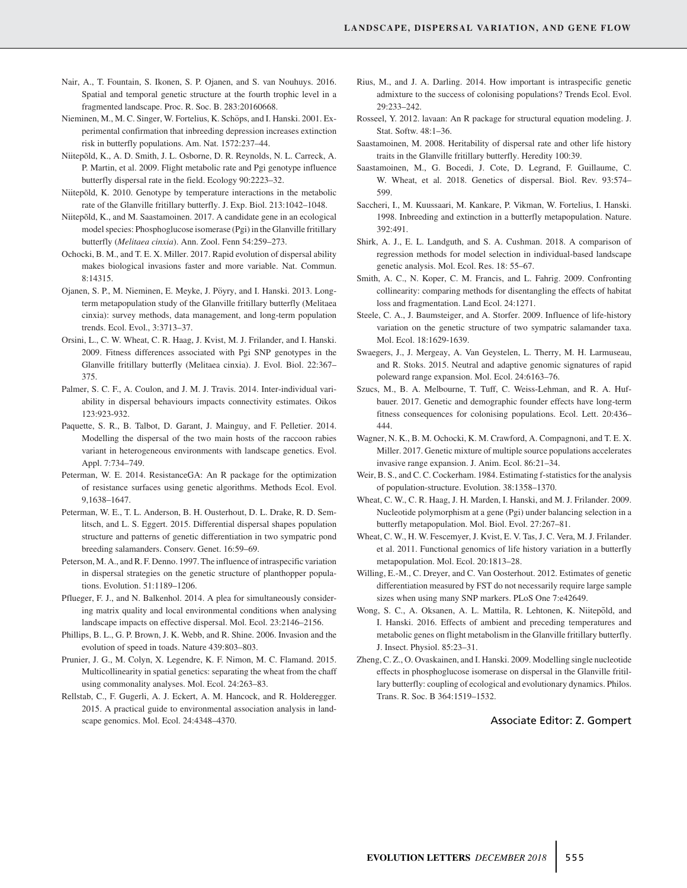Nair, A., T. Fountain, S. Ikonen, S. P. Ojanen, and S. van Nouhuys. 2016. Spatial and temporal genetic structure at the fourth trophic level in a fragmented landscape. Proc. R. Soc. B. 283:20160668.

Nieminen, M., M. C. Singer, W. Fortelius, K. Schöps, and I. Hanski. 2001. Experimental confirmation that inbreeding depression increases extinction risk in butterfly populations. Am. Nat. 1572:237–44.

Niitepõld, K., A. D. Smith, J. L. Osborne, D. R. Reynolds, N. L. Carreck, A. P. Martin, et al. 2009. Flight metabolic rate and Pgi genotype influence butterfly dispersal rate in the field. Ecology 90:2223–32.

Niitepõld, K. 2010. Genotype by temperature interactions in the metabolic rate of the Glanville fritillary butterfly. J. Exp. Biol. 213:1042–1048.

Niitepõld, K., and M. Saastamoinen. 2017. A candidate gene in an ecological model species: Phosphoglucose isomerase (Pgi) in the Glanville fritillary butterfly (*Melitaea cinxia*). Ann. Zool. Fenn 54:259–273.

Ochocki, B. M., and T. E. X. Miller. 2017. Rapid evolution of dispersal ability makes biological invasions faster and more variable. Nat. Commun. 8:14315.

Ojanen, S. P., M. Nieminen, E. Meyke, J. Pöyry, and I. Hanski. 2013. Long-term metapopulation study of the Glanville fritillary butterfly (Melitaea cinxia): survey methods, data management, and long-term population trends. Ecol. Evol., 3:3713–37.

Orsini, L., C. W. Wheat, C. R. Haag, J. Kvist, M. J. Frilander, and I. Hanski. 2009. Fitness differences associated with Pgi SNP genotypes in the Glanville fritillary butterfly (Melitaea cinxia). J. Evol. Biol. 22:367–375.

Palmer, S. C. F., A. Coulon, and J. M. J. Travis. 2014. Inter-individual variability in dispersal behaviours impacts connectivity estimates. Oikos 123:923-932.

Paquette, S. R., B. Talbot, D. Garant, J. Mainguy, and F. Pelletier. 2014. Modelling the dispersal of the two main hosts of the raccoon rabies variant in heterogeneous environments with landscape genetics. Evol. Appl. 7:734–749.

Peterman, W. E. 2014. ResistanceGA: An R package for the optimization of resistance surfaces using genetic algorithms. Methods Ecol. Evol. 9,1638–1647.

Peterman, W. E., T. L. Anderson, B. H. Ousterhout, D. L. Drake, R. D. Semlitsch, and L. S. Eggert. 2015. Differential dispersal shapes population structure and patterns of genetic differentiation in two sympatric pond breeding salamanders. Conserv. Genet. 16:59–69.

Peterson, M. A., and R. F. Denno. 1997. The influence of intraspecific variation in dispersal strategies on the genetic structure of planthopper populations. Evolution. 51:1189–1206.

Pflueger, F. J., and N. Balkenhol. 2014. A plea for simultaneously considering matrix quality and local environmental conditions when analysing landscape impacts on effective dispersal. Mol. Ecol. 23:2146–2156.

Phillips, B. L., G. P. Brown, J. K. Webb, and R. Shine. 2006. Invasion and the evolution of speed in toads. Nature 439:803–803.

Prunier, J. G., M. Colyn, X. Legendre, K. F. Nimon, M. C. Flamand. 2015. Multicollinearity in spatial genetics: separating the wheat from the chaff using commonality analyses. Mol. Ecol. 24:263–83.

Rellstab, C., F. Gugerli, A. J. Eckert, A. M. Hancock, and R. Holderegger. 2015. A practical guide to environmental association analysis in landscape genomics. Mol. Ecol. 24:4348–4370.

Rius, M., and J. A. Darling. 2014. How important is intraspecific genetic admixture to the success of colonising populations? Trends Ecol. Evol. 29:233–242.

Rosseel, Y. 2012. lavaan: An R package for structural equation modeling. J. Stat. Softw. 48:1–36.

Saastamoinen, M. 2008. Heritability of dispersal rate and other life history traits in the Glanville fritillary butterfly. Heredity 100:39.

Saastamoinen, M., G. Bocedi, J. Cote, D. Legrand, F. Guillaume, C. W. Wheat, et al. 2018. Genetics of dispersal. Biol. Rev. 93:574–599.

Saccheri, I., M. Kuussaari, M. Kankare, P. Vikman, W. Fortelius, I. Hanski. 1998. Inbreeding and extinction in a butterfly metapopulation. Nature. 392:491.

Shirk, A. J., E. L. Landguth, and S. A. Cushman. 2018. A comparison of regression methods for model selection in individual-based landscape genetic analysis. Mol. Ecol. Res. 18: 55–67.

Smith, A. C., N. Koper, C. M. Francis, and L. Fahrig. 2009. Confronting collinearity: comparing methods for disentangling the effects of habitat loss and fragmentation. Land Ecol. 24:1271.

Steele, C. A., J. Baumsteiger, and A. Storfer. 2009. Influence of life-history variation on the genetic structure of two sympatric salamander taxa. Mol. Ecol. 18:1629-1639.

Swaegers, J., J. Mergeay, A. Van Geystelen, L. Therry, M. H. Larmuseau, and R. Stoks. 2015. Neutral and adaptive genomic signatures of rapid poleward range expansion. Mol. Ecol. 24:6163–76.

Szucs, M., B. A. Melbourne, T. Tuff, C. Weiss-Lehman, and R. A. Hufbauer. 2017. Genetic and demographic founder effects have long-term fitness consequences for colonising populations. Ecol. Lett. 20:436–444.

Wagner, N. K., B. M. Ochocki, K. M. Crawford, A. Compagnoni, and T. E. X. Miller. 2017. Genetic mixture of multiple source populations accelerates invasive range expansion. J. Anim. Ecol. 86:21–34.

Weir, B. S., and C. C. Cockerham. 1984. Estimating f-statistics for the analysis of population-structure. Evolution. 38:1358–1370.

Wheat, C. W., C. R. Haag, J. H. Marden, I. Hanski, and M. J. Frilander. 2009. Nucleotide polymorphism at a gene (Pgi) under balancing selection in a butterfly metapopulation. Mol. Biol. Evol. 27:267–81.

Wheat, C. W., H. W. Fescemyer, J. Kvist, E. V. Tas, J. C. Vera, M. J. Frilander. et al. 2011. Functional genomics of life history variation in a butterfly metapopulation. Mol. Ecol. 20:1813–28.

Willing, E.-M., C. Dreyer, and C. Van Oosterhout. 2012. Estimates of genetic differentiation measured by FST do not necessarily require large sample sizes when using many SNP markers. PLoS One 7:e42649.

Wong, S. C., A. Oksanen, A. L. Mattila, R. Lehtonen, K. Niitepõld, and I. Hanski. 2016. Effects of ambient and preceding temperatures and metabolic genes on flight metabolism in the Glanville fritillary butterfly. J. Insect. Physiol. 85:23–31.

Zheng, C. Z., O. Ovaskainen, and I. Hanski. 2009. Modelling single nucleotide effects in phosphoglucose isomerase on dispersal in the Glanville fritillary butterfly: coupling of ecological and evolutionary dynamics. Philos. Trans. R. Soc. B 364:1519–1532.

Associate Editor: Z. Gompert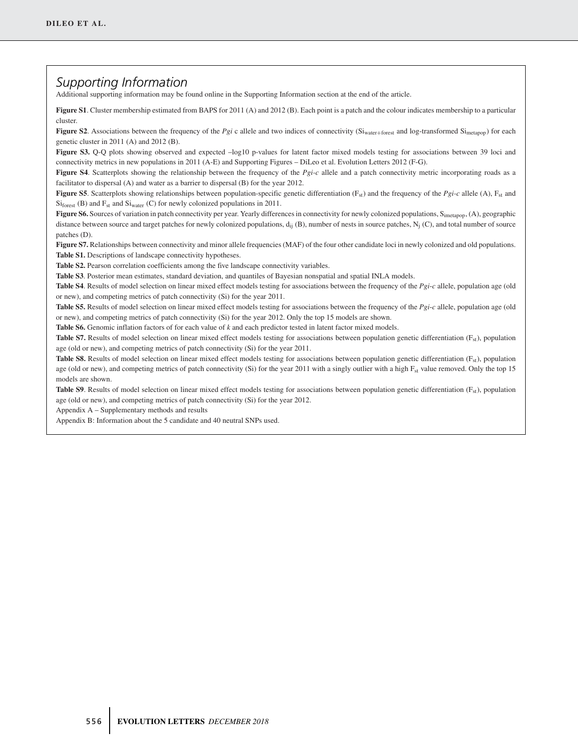## *Supporting Information*

Additional supporting information may be found online in the Supporting Information section at the end of the article.

**Figure S1**. Cluster membership estimated from BAPS for 2011 (A) and 2012 (B). Each point is a patch and the colour indicates membership to a particular cluster.

**Figure S2**. Associations between the frequency of the *Pgi* c allele and two indices of connectivity ($Si_{water+forest}$ and log-transformed $Si_{metapop}$) for each genetic cluster in 2011 (A) and 2012 (B).

**Figure S3.** Q-Q plots showing observed and expected –log10 p-values for latent factor mixed models testing for associations between 39 loci and connectivity metrics in new populations in 2011 (A-E) and Supporting Figures – DiLeo et al. Evolution Letters 2012 (F-G).

**Figure S4**. Scatterplots showing the relationship between the frequency of the *Pgi-c* allele and a patch connectivity metric incorporating roads as a facilitator to dispersal (A) and water as a barrier to dispersal (B) for the year 2012.

**Figure S5**. Scatterplots showing relationships between population-specific genetic differentiation ($F_{st}$) and the frequency of the *Pgi-c* allele (A), $F_{st}$ and $Si_{forest}$ (B) and $F_{st}$ and $Si_{water}$ (C) for newly colonized populations in 2011.

**Figure S6.** Sources of variation in patch connectivity per year. Yearly differences in connectivity for newly colonized populations, $S_{imetapop}$, (A), geographic distance between source and target patches for newly colonized populations, $d_{ij}$ (B), number of nests in source patches, $N_j$ (C), and total number of source patches (D).

**Figure S7.** Relationships between connectivity and minor allele frequencies (MAF) of the four other candidate loci in newly colonized and old populations.

**Table S1.** Descriptions of landscape connectivity hypotheses.

**Table S2.** Pearson correlation coefficients among the five landscape connectivity variables.

**Table S3**. Posterior mean estimates, standard deviation, and quantiles of Bayesian nonspatial and spatial INLA models.

**Table S4**. Results of model selection on linear mixed effect models testing for associations between the frequency of the *Pgi-c* allele, population age (old or new), and competing metrics of patch connectivity (Si) for the year 2011.

**Table S5.** Results of model selection on linear mixed effect models testing for associations between the frequency of the *Pgi-c* allele, population age (old or new), and competing metrics of patch connectivity (Si) for the year 2012. Only the top 15 models are shown.

**Table S6.** Genomic inflation factors of for each value of *k* and each predictor tested in latent factor mixed models.

**Table S7.** Results of model selection on linear mixed effect models testing for associations between population genetic differentiation ($F_{st}$), population age (old or new), and competing metrics of patch connectivity (Si) for the year 2011.

**Table S8.** Results of model selection on linear mixed effect models testing for associations between population genetic differentiation ($F_{st}$), population age (old or new), and competing metrics of patch connectivity (Si) for the year 2011 with a singly outlier with a high $F_{st}$ value removed. Only the top 15 models are shown.

**Table S9**. Results of model selection on linear mixed effect models testing for associations between population genetic differentiation ($F_{st}$), population age (old or new), and competing metrics of patch connectivity (Si) for the year 2012.

Appendix A – Supplementary methods and results

Appendix B: Information about the 5 candidate and 40 neutral SNPs used.